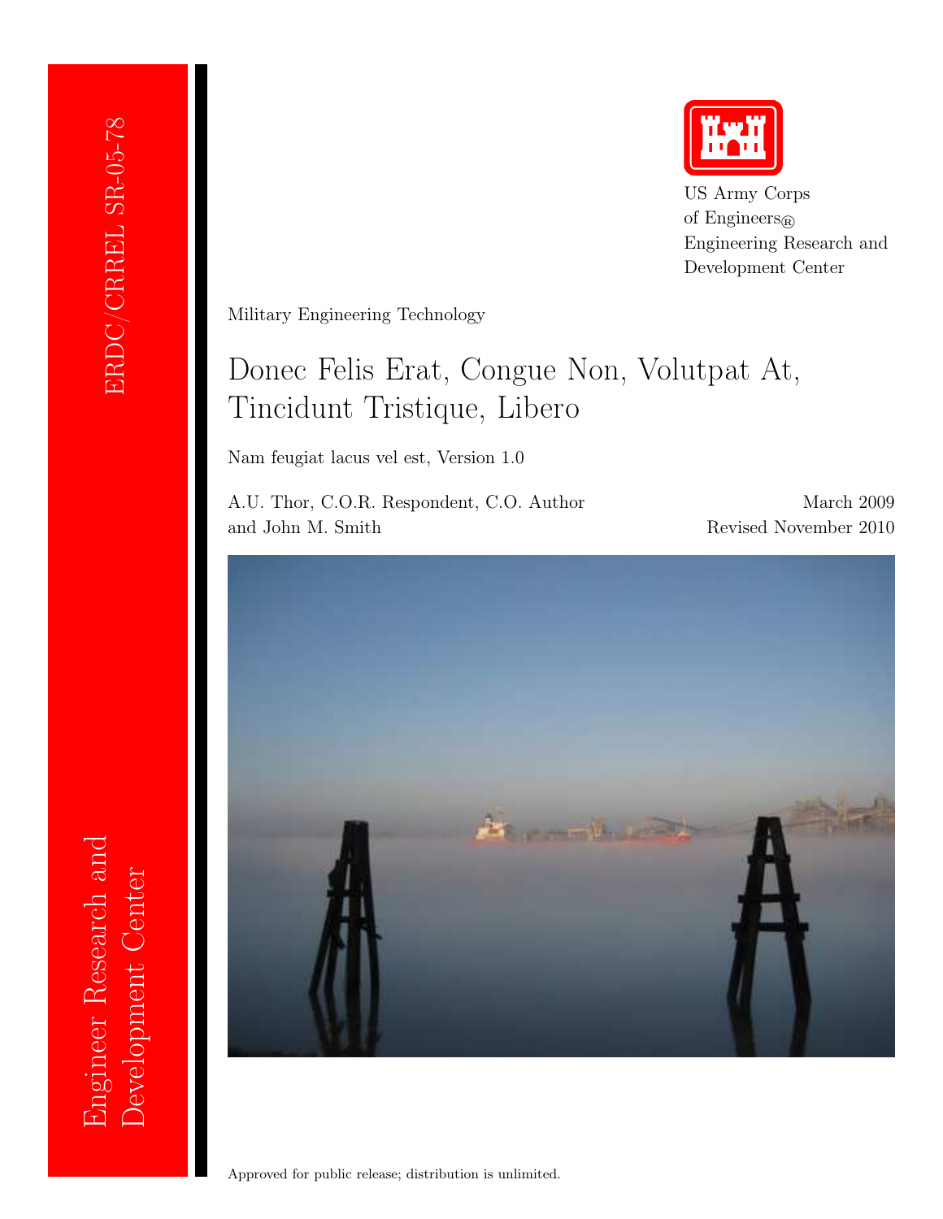ERDC/CRREL SR-05-78

Engineer Research and Development Center

US Army Corps of Engineers®
Engineering Research and Development Center

Military Engineering Technology

# Donec Felis Erat, Congue Non, Volutpat At, Tincidunt Tristique, Libero

Nam feugiat lacus vel est, Version 1.0

A.U. Thor, C.O.R. Respondent, C.O. Author and John M. Smith

March 2009
Revised November 2010

Approved for public release; distribution is unlimited.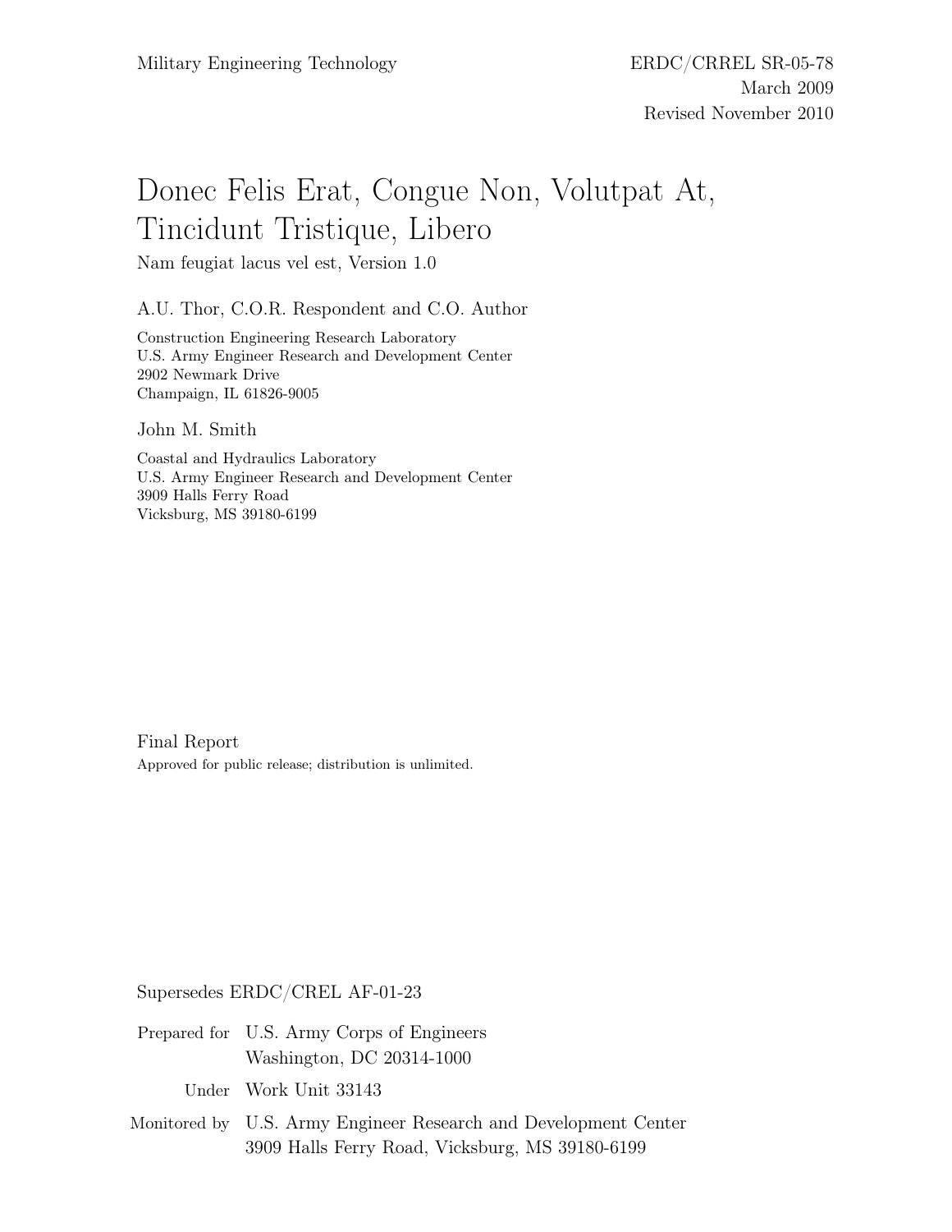Military Engineering Technology

ERDC/CRREL SR-05-78
March 2009
Revised November 2010

# Donec Felis Erat, Congue Non, Volutpat At, Tincidunt Tristique, Libero

Nam feugiat lacus vel est, Version 1.0

A.U. Thor, C.O.R. Respondent and C.O. Author

Construction Engineering Research Laboratory
U.S. Army Engineer Research and Development Center
2902 Newmark Drive
Champaign, IL 61826-9005

John M. Smith

Coastal and Hydraulics Laboratory
U.S. Army Engineer Research and Development Center
3909 Halls Ferry Road
Vicksburg, MS 39180-6199

Final Report

Approved for public release; distribution is unlimited.

Supersedes ERDC/CREL AF-01-23

| | |
|---|---|
| Prepared for | U.S. Army Corps of Engineers<br>Washington, DC 20314-1000 |
| Under | Work Unit 33143 |
| Monitored by | U.S. Army Engineer Research and Development Center<br>3909 Halls Ferry Road, Vicksburg, MS 39180-6199 |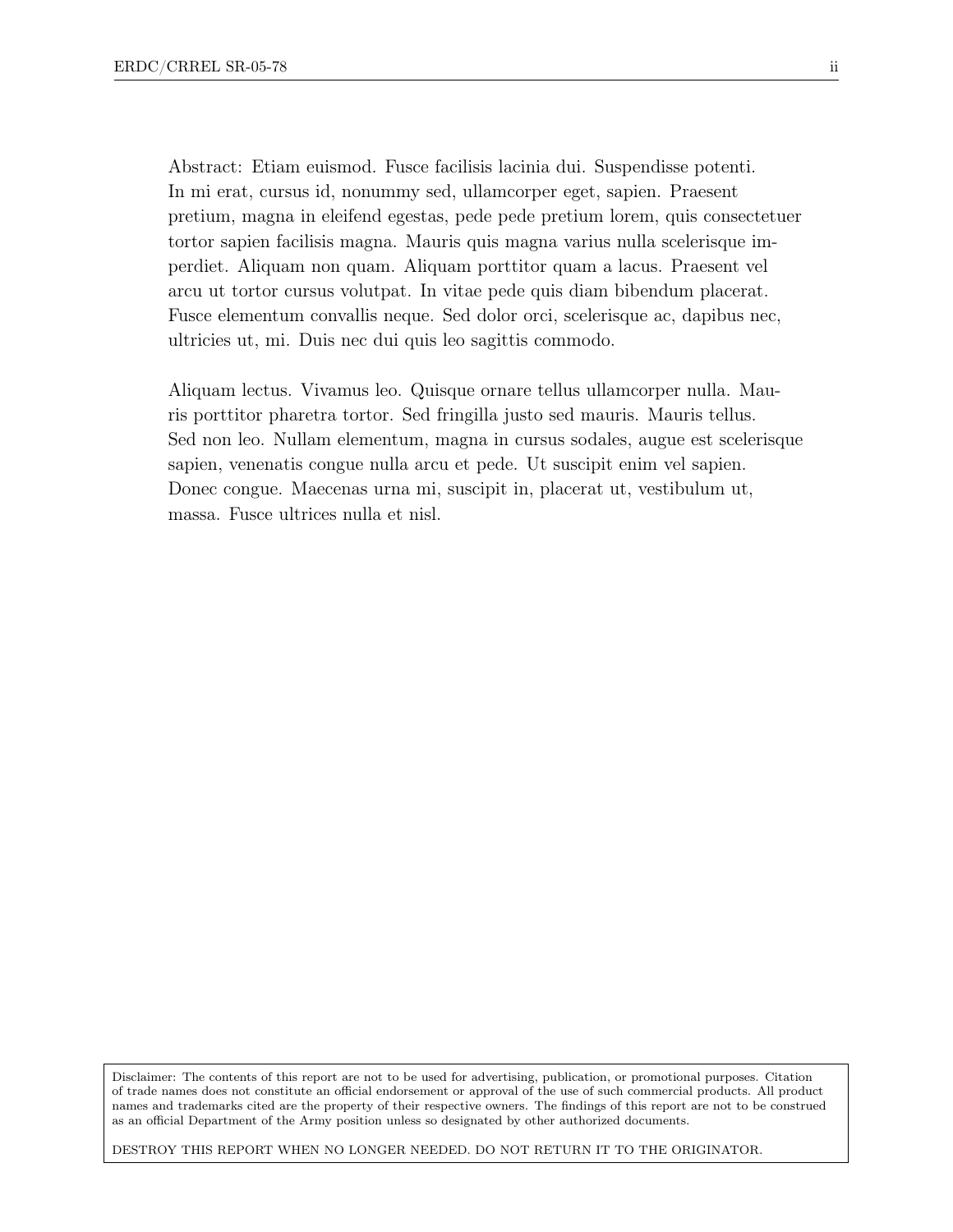Abstract: Etiam euismod. Fusce facilisis lacinia dui. Suspendisse potenti. In mi erat, cursus id, nonummy sed, ullamcorper eget, sapien. Praesent pretium, magna in eleifend egestas, pede pede pretium lorem, quis consectetuer tortor sapien facilisis magna. Mauris quis magna varius nulla scelerisque imperdiet. Aliquam non quam. Aliquam porttitor quam a lacus. Praesent vel arcu ut tortor cursus volutpat. In vitae pede quis diam bibendum placerat. Fusce elementum convallis neque. Sed dolor orci, scelerisque ac, dapibus nec, ultricies ut, mi. Duis nec dui quis leo sagittis commodo.

Aliquam lectus. Vivamus leo. Quisque ornare tellus ullamcorper nulla. Mauris porttitor pharetra tortor. Sed fringilla justo sed mauris. Mauris tellus. Sed non leo. Nullam elementum, magna in cursus sodales, augue est scelerisque sapien, venenatis congue nulla arcu et pede. Ut suscipit enim vel sapien. Donec congue. Maecenas urna mi, suscipit in, placerat ut, vestibulum ut, massa. Fusce ultrices nulla et nisl.

Disclaimer: The contents of this report are not to be used for advertising, publication, or promotional purposes. Citation of trade names does not constitute an official endorsement or approval of the use of such commercial products. All product names and trademarks cited are the property of their respective owners. The findings of this report are not to be construed as an official Department of the Army position unless so designated by other authorized documents.

DESTROY THIS REPORT WHEN NO LONGER NEEDED. DO NOT RETURN IT TO THE ORIGINATOR.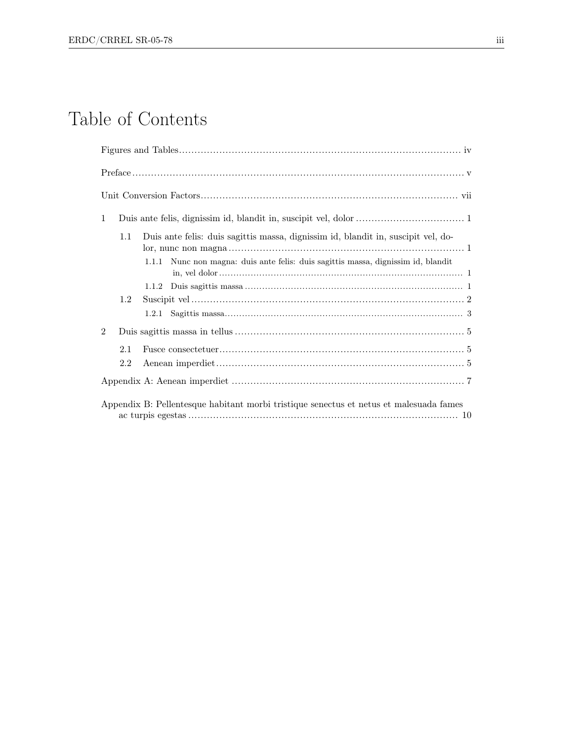# Table of Contents

Figures and Tables .......... iv

Preface .......... v

Unit Conversion Factors .......... vii

1 Duis ante felis, dignissim id, blandit in, suscipit vel, dolor .......... 1

- 1.1 Duis ante felis: duis sagittis massa, dignissim id, blandit in, suscipit vel, dolor, nunc non magna .......... 1
  - 1.1.1 Nunc non magna: duis ante felis: duis sagittis massa, dignissim id, blandit in, vel dolor .......... 1
  - 1.1.2 Duis sagittis massa .......... 1
- 1.2 Suscipit vel .......... 2
  - 1.2.1 Sagittis massa .......... 3

2 Duis sagittis massa in tellus .......... 5

- 2.1 Fusce consectetuer .......... 5
- 2.2 Aenean imperdiet .......... 5

Appendix A: Aenean imperdiet .......... 7

Appendix B: Pellentesque habitant morbi tristique senectus et netus et malesuada fames ac turpis egestas .......... 10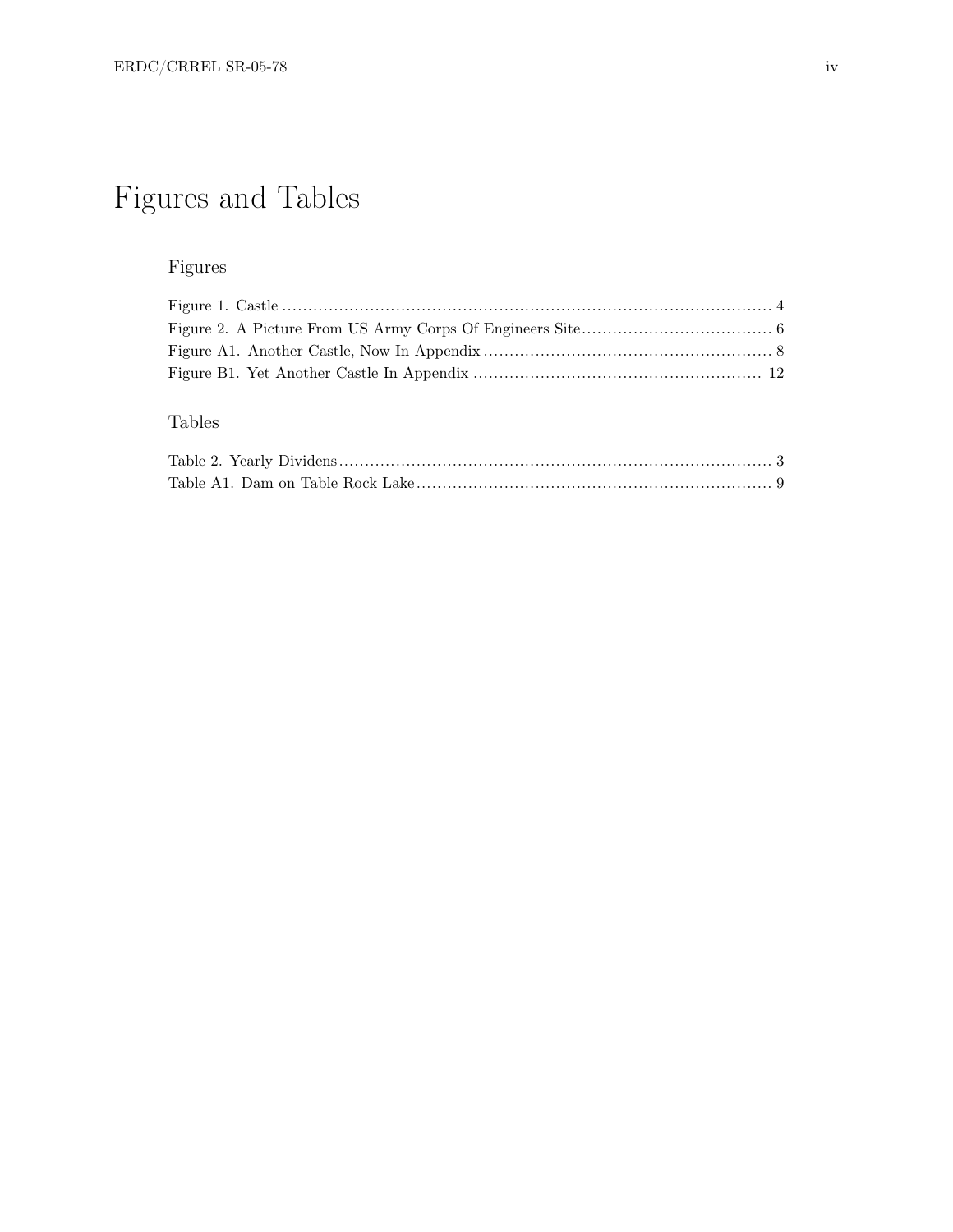# Figures and Tables

## Figures

Figure 1. Castle ............................................................................................ 4
Figure 2. A Picture From US Army Corps Of Engineers Site ..................................... 6
Figure A1. Another Castle, Now In Appendix ........................................................ 8
Figure B1. Yet Another Castle In Appendix ......................................................... 12

## Tables

Table 2. Yearly Dividens .................................................................................. 3
Table A1. Dam on Table Rock Lake ..................................................................... 9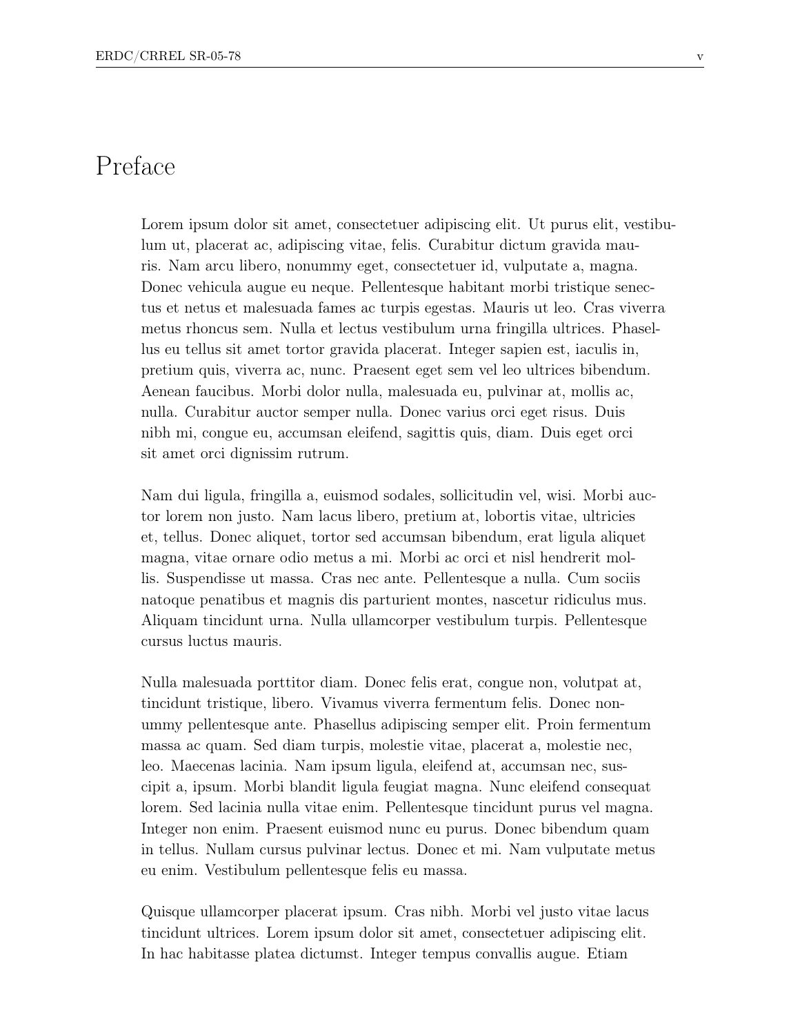# Preface

Lorem ipsum dolor sit amet, consectetuer adipiscing elit. Ut purus elit, vestibulum ut, placerat ac, adipiscing vitae, felis. Curabitur dictum gravida mauris. Nam arcu libero, nonummy eget, consectetuer id, vulputate a, magna. Donec vehicula augue eu neque. Pellentesque habitant morbi tristique senectus et netus et malesuada fames ac turpis egestas. Mauris ut leo. Cras viverra metus rhoncus sem. Nulla et lectus vestibulum urna fringilla ultrices. Phasellus eu tellus sit amet tortor gravida placerat. Integer sapien est, iaculis in, pretium quis, viverra ac, nunc. Praesent eget sem vel leo ultrices bibendum. Aenean faucibus. Morbi dolor nulla, malesuada eu, pulvinar at, mollis ac, nulla. Curabitur auctor semper nulla. Donec varius orci eget risus. Duis nibh mi, congue eu, accumsan eleifend, sagittis quis, diam. Duis eget orci sit amet orci dignissim rutrum.

Nam dui ligula, fringilla a, euismod sodales, sollicitudin vel, wisi. Morbi auctor lorem non justo. Nam lacus libero, pretium at, lobortis vitae, ultricies et, tellus. Donec aliquet, tortor sed accumsan bibendum, erat ligula aliquet magna, vitae ornare odio metus a mi. Morbi ac orci et nisl hendrerit mollis. Suspendisse ut massa. Cras nec ante. Pellentesque a nulla. Cum sociis natoque penatibus et magnis dis parturient montes, nascetur ridiculus mus. Aliquam tincidunt urna. Nulla ullamcorper vestibulum turpis. Pellentesque cursus luctus mauris.

Nulla malesuada porttitor diam. Donec felis erat, congue non, volutpat at, tincidunt tristique, libero. Vivamus viverra fermentum felis. Donec nonummy pellentesque ante. Phasellus adipiscing semper elit. Proin fermentum massa ac quam. Sed diam turpis, molestie vitae, placerat a, molestie nec, leo. Maecenas lacinia. Nam ipsum ligula, eleifend at, accumsan nec, suscipit a, ipsum. Morbi blandit ligula feugiat magna. Nunc eleifend consequat lorem. Sed lacinia nulla vitae enim. Pellentesque tincidunt purus vel magna. Integer non enim. Praesent euismod nunc eu purus. Donec bibendum quam in tellus. Nullam cursus pulvinar lectus. Donec et mi. Nam vulputate metus eu enim. Vestibulum pellentesque felis eu massa.

Quisque ullamcorper placerat ipsum. Cras nibh. Morbi vel justo vitae lacus tincidunt ultrices. Lorem ipsum dolor sit amet, consectetuer adipiscing elit. In hac habitasse platea dictumst. Integer tempus convallis augue. Etiam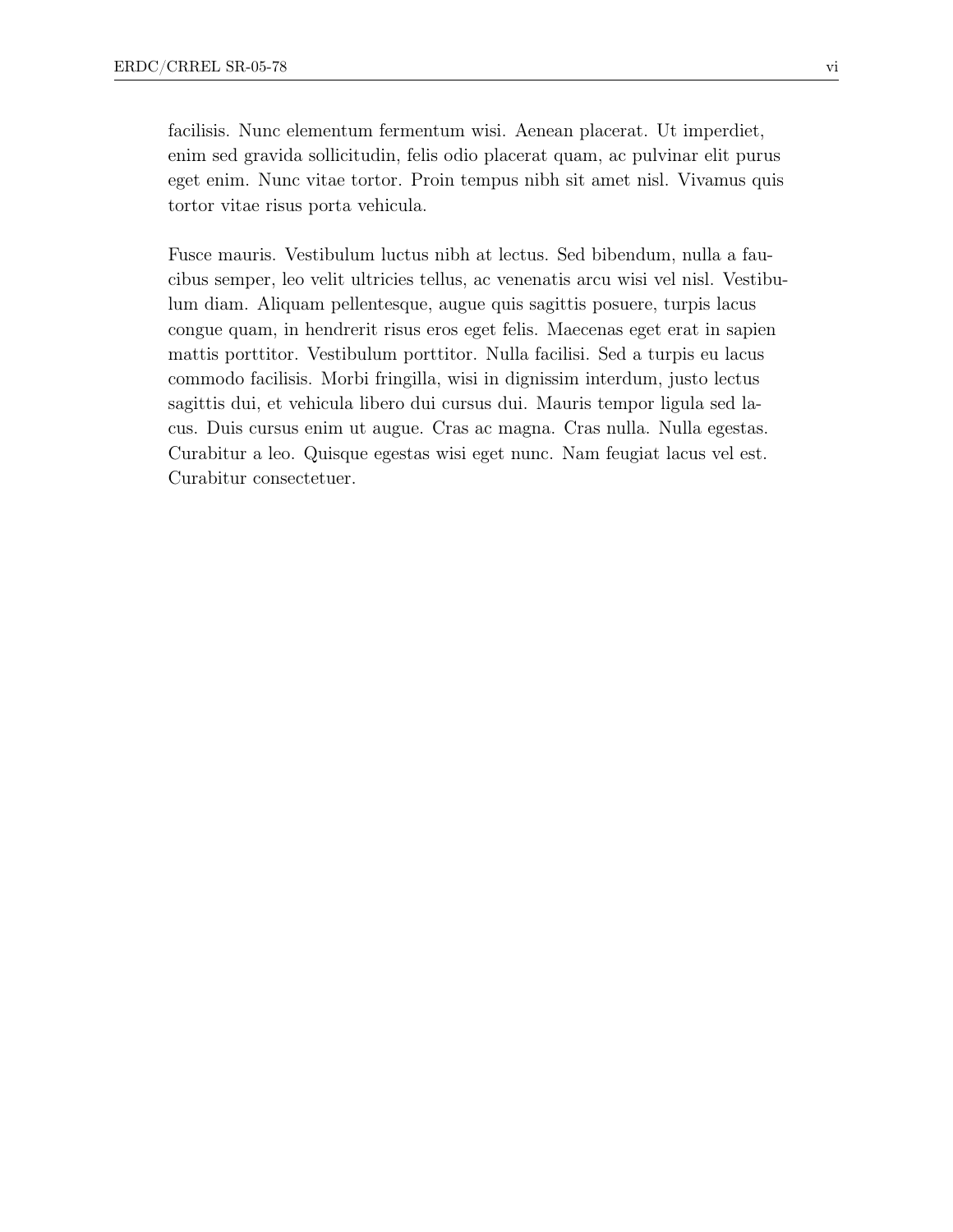facilisis. Nunc elementum fermentum wisi. Aenean placerat. Ut imperdiet, enim sed gravida sollicitudin, felis odio placerat quam, ac pulvinar elit purus eget enim. Nunc vitae tortor. Proin tempus nibh sit amet nisl. Vivamus quis tortor vitae risus porta vehicula.

Fusce mauris. Vestibulum luctus nibh at lectus. Sed bibendum, nulla a faucibus semper, leo velit ultricies tellus, ac venenatis arcu wisi vel nisl. Vestibulum diam. Aliquam pellentesque, augue quis sagittis posuere, turpis lacus congue quam, in hendrerit risus eros eget felis. Maecenas eget erat in sapien mattis porttitor. Vestibulum porttitor. Nulla facilisi. Sed a turpis eu lacus commodo facilisis. Morbi fringilla, wisi in dignissim interdum, justo lectus sagittis dui, et vehicula libero dui cursus dui. Mauris tempor ligula sed lacus. Duis cursus enim ut augue. Cras ac magna. Cras nulla. Nulla egestas. Curabitur a leo. Quisque egestas wisi eget nunc. Nam feugiat lacus vel est. Curabitur consectetuer.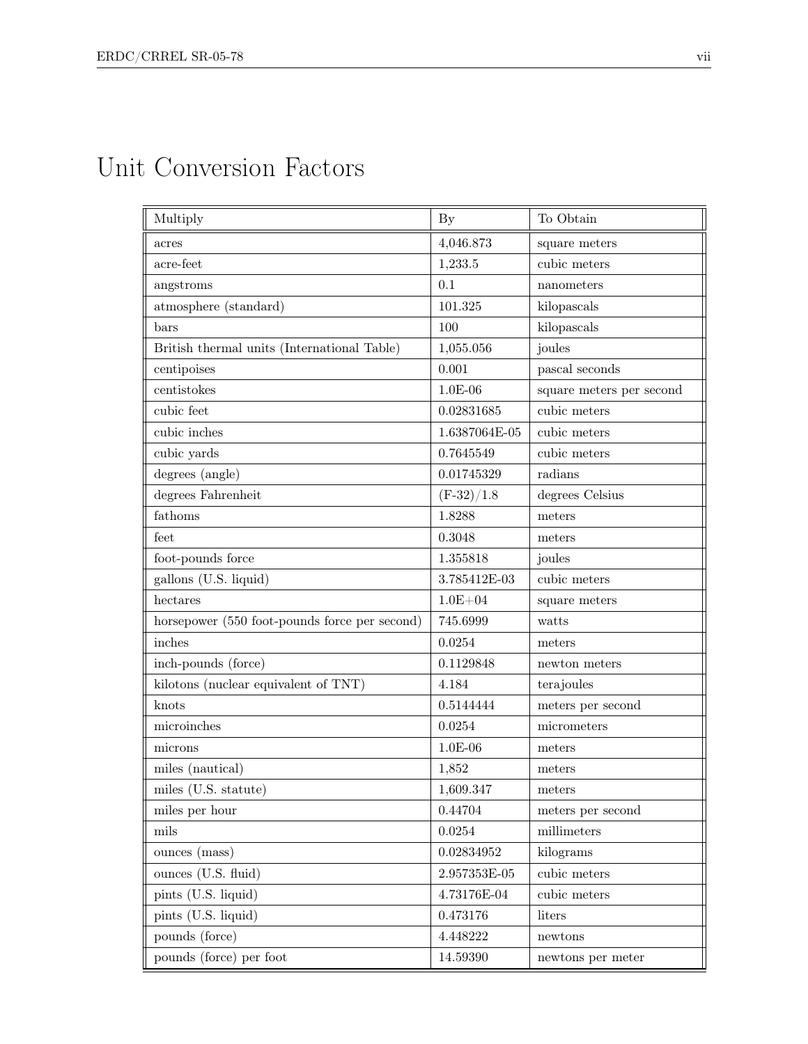# Unit Conversion Factors

| Multiply | By | To Obtain |
|---|---|---|
| acres | 4,046.873 | square meters |
| acre-feet | 1,233.5 | cubic meters |
| angstroms | 0.1 | nanometers |
| atmosphere (standard) | 101.325 | kilopascals |
| bars | 100 | kilopascals |
| British thermal units (International Table) | 1,055.056 | joules |
| centipoises | 0.001 | pascal seconds |
| centistokes | 1.0E-06 | square meters per second |
| cubic feet | 0.02831685 | cubic meters |
| cubic inches | 1.6387064E-05 | cubic meters |
| cubic yards | 0.7645549 | cubic meters |
| degrees (angle) | 0.01745329 | radians |
| degrees Fahrenheit | (F-32)/1.8 | degrees Celsius |
| fathoms | 1.8288 | meters |
| feet | 0.3048 | meters |
| foot-pounds force | 1.355818 | joules |
| gallons (U.S. liquid) | 3.785412E-03 | cubic meters |
| hectares | 1.0E+04 | square meters |
| horsepower (550 foot-pounds force per second) | 745.6999 | watts |
| inches | 0.0254 | meters |
| inch-pounds (force) | 0.1129848 | newton meters |
| kilotons (nuclear equivalent of TNT) | 4.184 | terajoules |
| knots | 0.5144444 | meters per second |
| microinches | 0.0254 | micrometers |
| microns | 1.0E-06 | meters |
| miles (nautical) | 1,852 | meters |
| miles (U.S. statute) | 1,609.347 | meters |
| miles per hour | 0.44704 | meters per second |
| mils | 0.0254 | millimeters |
| ounces (mass) | 0.02834952 | kilograms |
| ounces (U.S. fluid) | 2.957353E-05 | cubic meters |
| pints (U.S. liquid) | 4.73176E-04 | cubic meters |
| pints (U.S. liquid) | 0.473176 | liters |
| pounds (force) | 4.448222 | newtons |
| pounds (force) per foot | 14.59390 | newtons per meter |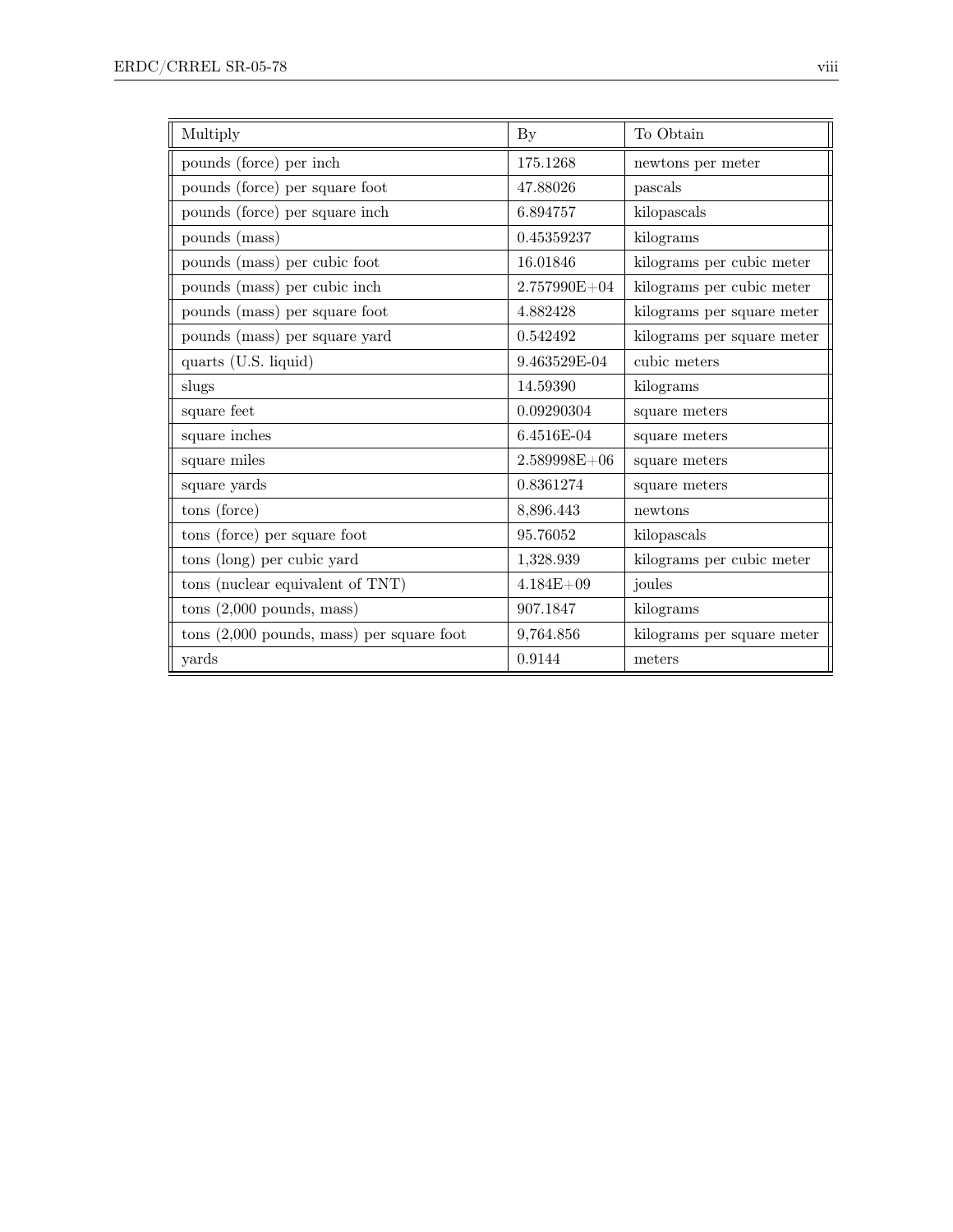| Multiply | By | To Obtain |
| --- | --- | --- |
| pounds (force) per inch | 175.1268 | newtons per meter |
| pounds (force) per square foot | 47.88026 | pascals |
| pounds (force) per square inch | 6.894757 | kilopascals |
| pounds (mass) | 0.45359237 | kilograms |
| pounds (mass) per cubic foot | 16.01846 | kilograms per cubic meter |
| pounds (mass) per cubic inch | 2.757990E+04 | kilograms per cubic meter |
| pounds (mass) per square foot | 4.882428 | kilograms per square meter |
| pounds (mass) per square yard | 0.542492 | kilograms per square meter |
| quarts (U.S. liquid) | 9.463529E-04 | cubic meters |
| slugs | 14.59390 | kilograms |
| square feet | 0.09290304 | square meters |
| square inches | 6.4516E-04 | square meters |
| square miles | 2.589998E+06 | square meters |
| square yards | 0.8361274 | square meters |
| tons (force) | 8,896.443 | newtons |
| tons (force) per square foot | 95.76052 | kilopascals |
| tons (long) per cubic yard | 1,328.939 | kilograms per cubic meter |
| tons (nuclear equivalent of TNT) | 4.184E+09 | joules |
| tons (2,000 pounds, mass) | 907.1847 | kilograms |
| tons (2,000 pounds, mass) per square foot | 9,764.856 | kilograms per square meter |
| yards | 0.9144 | meters |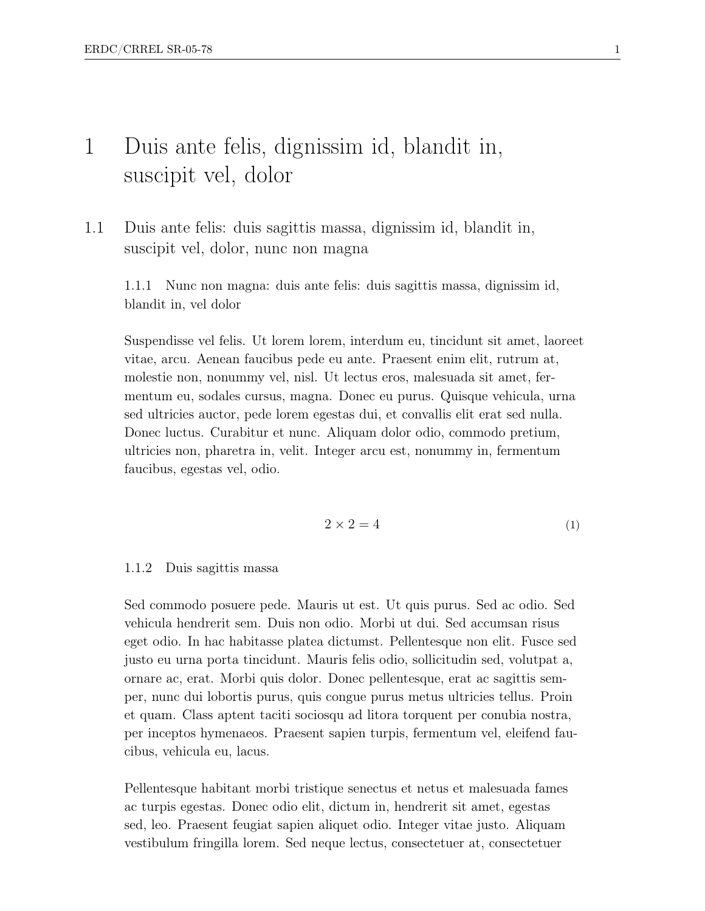# 1 Duis ante felis, dignissim id, blandit in, suscipit vel, dolor

## 1.1 Duis ante felis: duis sagittis massa, dignissim id, blandit in, suscipit vel, dolor, nunc non magna

### 1.1.1 Nunc non magna: duis ante felis: duis sagittis massa, dignissim id, blandit in, vel dolor

Suspendisse vel felis. Ut lorem lorem, interdum eu, tincidunt sit amet, laoreet vitae, arcu. Aenean faucibus pede eu ante. Praesent enim elit, rutrum at, molestie non, nonummy vel, nisl. Ut lectus eros, malesuada sit amet, fermentum eu, sodales cursus, magna. Donec eu purus. Quisque vehicula, urna sed ultricies auctor, pede lorem egestas dui, et convallis elit erat sed nulla. Donec luctus. Curabitur et nunc. Aliquam dolor odio, commodo pretium, ultricies non, pharetra in, velit. Integer arcu est, nonummy in, fermentum faucibus, egestas vel, odio.

$$2 \times 2 = 4 \tag{1}$$

### 1.1.2 Duis sagittis massa

Sed commodo posuere pede. Mauris ut est. Ut quis purus. Sed ac odio. Sed vehicula hendrerit sem. Duis non odio. Morbi ut dui. Sed accumsan risus eget odio. In hac habitasse platea dictumst. Pellentesque non elit. Fusce sed justo eu urna porta tincidunt. Mauris felis odio, sollicitudin sed, volutpat a, ornare ac, erat. Morbi quis dolor. Donec pellentesque, erat ac sagittis semper, nunc dui lobortis purus, quis congue purus metus ultricies tellus. Proin et quam. Class aptent taciti sociosqu ad litora torquent per conubia nostra, per inceptos hymenaeos. Praesent sapien turpis, fermentum vel, eleifend faucibus, vehicula eu, lacus.

Pellentesque habitant morbi tristique senectus et netus et malesuada fames ac turpis egestas. Donec odio elit, dictum in, hendrerit sit amet, egestas sed, leo. Praesent feugiat sapien aliquet odio. Integer vitae justo. Aliquam vestibulum fringilla lorem. Sed neque lectus, consectetuer at, consectetuer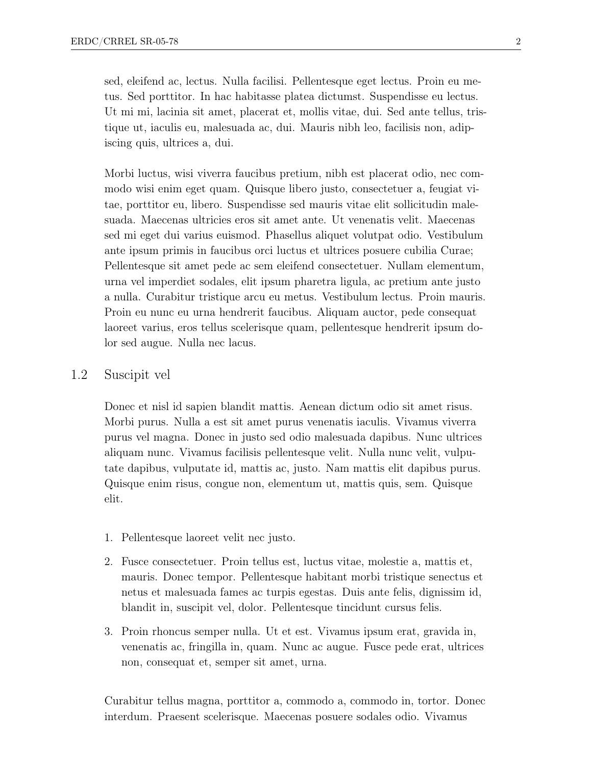sed, eleifend ac, lectus. Nulla facilisi. Pellentesque eget lectus. Proin eu metus. Sed porttitor. In hac habitasse platea dictumst. Suspendisse eu lectus. Ut mi mi, lacinia sit amet, placerat et, mollis vitae, dui. Sed ante tellus, tristique ut, iaculis eu, malesuada ac, dui. Mauris nibh leo, facilisis non, adipiscing quis, ultrices a, dui.

Morbi luctus, wisi viverra faucibus pretium, nibh est placerat odio, nec commodo wisi enim eget quam. Quisque libero justo, consectetuer a, feugiat vitae, porttitor eu, libero. Suspendisse sed mauris vitae elit sollicitudin malesuada. Maecenas ultricies eros sit amet ante. Ut venenatis velit. Maecenas sed mi eget dui varius euismod. Phasellus aliquet volutpat odio. Vestibulum ante ipsum primis in faucibus orci luctus et ultrices posuere cubilia Curae; Pellentesque sit amet pede ac sem eleifend consectetuer. Nullam elementum, urna vel imperdiet sodales, elit ipsum pharetra ligula, ac pretium ante justo a nulla. Curabitur tristique arcu eu metus. Vestibulum lectus. Proin mauris. Proin eu nunc eu urna hendrerit faucibus. Aliquam auctor, pede consequat laoreet varius, eros tellus scelerisque quam, pellentesque hendrerit ipsum dolor sed augue. Nulla nec lacus.

## 1.2 Suscipit vel

Donec et nisl id sapien blandit mattis. Aenean dictum odio sit amet risus. Morbi purus. Nulla a est sit amet purus venenatis iaculis. Vivamus viverra purus vel magna. Donec in justo sed odio malesuada dapibus. Nunc ultrices aliquam nunc. Vivamus facilisis pellentesque velit. Nulla nunc velit, vulputate dapibus, vulputate id, mattis ac, justo. Nam mattis elit dapibus purus. Quisque enim risus, congue non, elementum ut, mattis quis, sem. Quisque elit.

1. Pellentesque laoreet velit nec justo.
2. Fusce consectetuer. Proin tellus est, luctus vitae, molestie a, mattis et, mauris. Donec tempor. Pellentesque habitant morbi tristique senectus et netus et malesuada fames ac turpis egestas. Duis ante felis, dignissim id, blandit in, suscipit vel, dolor. Pellentesque tincidunt cursus felis.
3. Proin rhoncus semper nulla. Ut et est. Vivamus ipsum erat, gravida in, venenatis ac, fringilla in, quam. Nunc ac augue. Fusce pede erat, ultrices non, consequat et, semper sit amet, urna.

Curabitur tellus magna, porttitor a, commodo a, commodo in, tortor. Donec interdum. Praesent scelerisque. Maecenas posuere sodales odio. Vivamus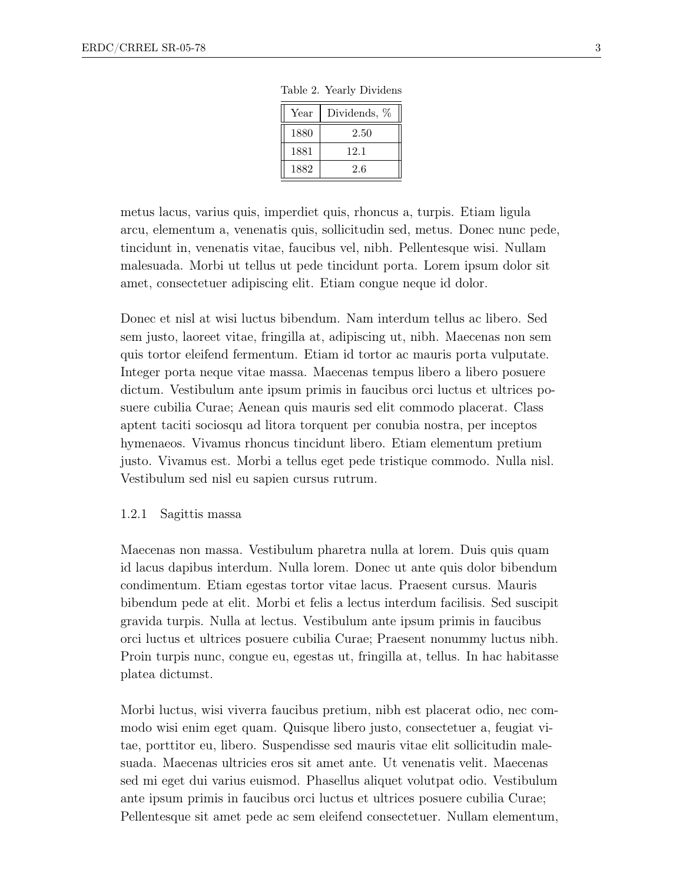Table 2. Yearly Dividens

| Year | Dividends, % |
|---|---|
| 1880 | 2.50 |
| 1881 | 12.1 |
| 1882 | 2.6 |

metus lacus, varius quis, imperdiet quis, rhoncus a, turpis. Etiam ligula arcu, elementum a, venenatis quis, sollicitudin sed, metus. Donec nunc pede, tincidunt in, venenatis vitae, faucibus vel, nibh. Pellentesque wisi. Nullam malesuada. Morbi ut tellus ut pede tincidunt porta. Lorem ipsum dolor sit amet, consectetuer adipiscing elit. Etiam congue neque id dolor.

Donec et nisl at wisi luctus bibendum. Nam interdum tellus ac libero. Sed sem justo, laoreet vitae, fringilla at, adipiscing ut, nibh. Maecenas non sem quis tortor eleifend fermentum. Etiam id tortor ac mauris porta vulputate. Integer porta neque vitae massa. Maecenas tempus libero a libero posuere dictum. Vestibulum ante ipsum primis in faucibus orci luctus et ultrices posuere cubilia Curae; Aenean quis mauris sed elit commodo placerat. Class aptent taciti sociosqu ad litora torquent per conubia nostra, per inceptos hymenaeos. Vivamus rhoncus tincidunt libero. Etiam elementum pretium justo. Vivamus est. Morbi a tellus eget pede tristique commodo. Nulla nisl. Vestibulum sed nisl eu sapien cursus rutrum.

### 1.2.1 Sagittis massa

Maecenas non massa. Vestibulum pharetra nulla at lorem. Duis quis quam id lacus dapibus interdum. Nulla lorem. Donec ut ante quis dolor bibendum condimentum. Etiam egestas tortor vitae lacus. Praesent cursus. Mauris bibendum pede at elit. Morbi et felis a lectus interdum facilisis. Sed suscipit gravida turpis. Nulla at lectus. Vestibulum ante ipsum primis in faucibus orci luctus et ultrices posuere cubilia Curae; Praesent nonummy luctus nibh. Proin turpis nunc, congue eu, egestas ut, fringilla at, tellus. In hac habitasse platea dictumst.

Morbi luctus, wisi viverra faucibus pretium, nibh est placerat odio, nec commodo wisi enim eget quam. Quisque libero justo, consectetuer a, feugiat vitae, porttitor eu, libero. Suspendisse sed mauris vitae elit sollicitudin malesuada. Maecenas ultricies eros sit amet ante. Ut venenatis velit. Maecenas sed mi eget dui varius euismod. Phasellus aliquet volutpat odio. Vestibulum ante ipsum primis in faucibus orci luctus et ultrices posuere cubilia Curae; Pellentesque sit amet pede ac sem eleifend consectetuer. Nullam elementum,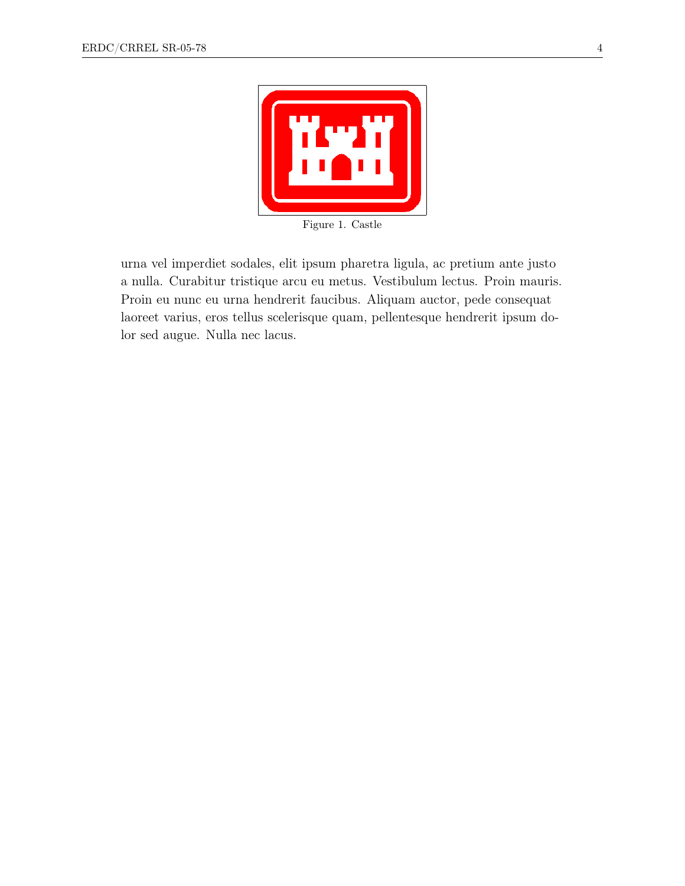Figure 1. Castle

urna vel imperdiet sodales, elit ipsum pharetra ligula, ac pretium ante justo a nulla. Curabitur tristique arcu eu metus. Vestibulum lectus. Proin mauris. Proin eu nunc eu urna hendrerit faucibus. Aliquam auctor, pede consequat laoreet varius, eros tellus scelerisque quam, pellentesque hendrerit ipsum dolor sed augue. Nulla nec lacus.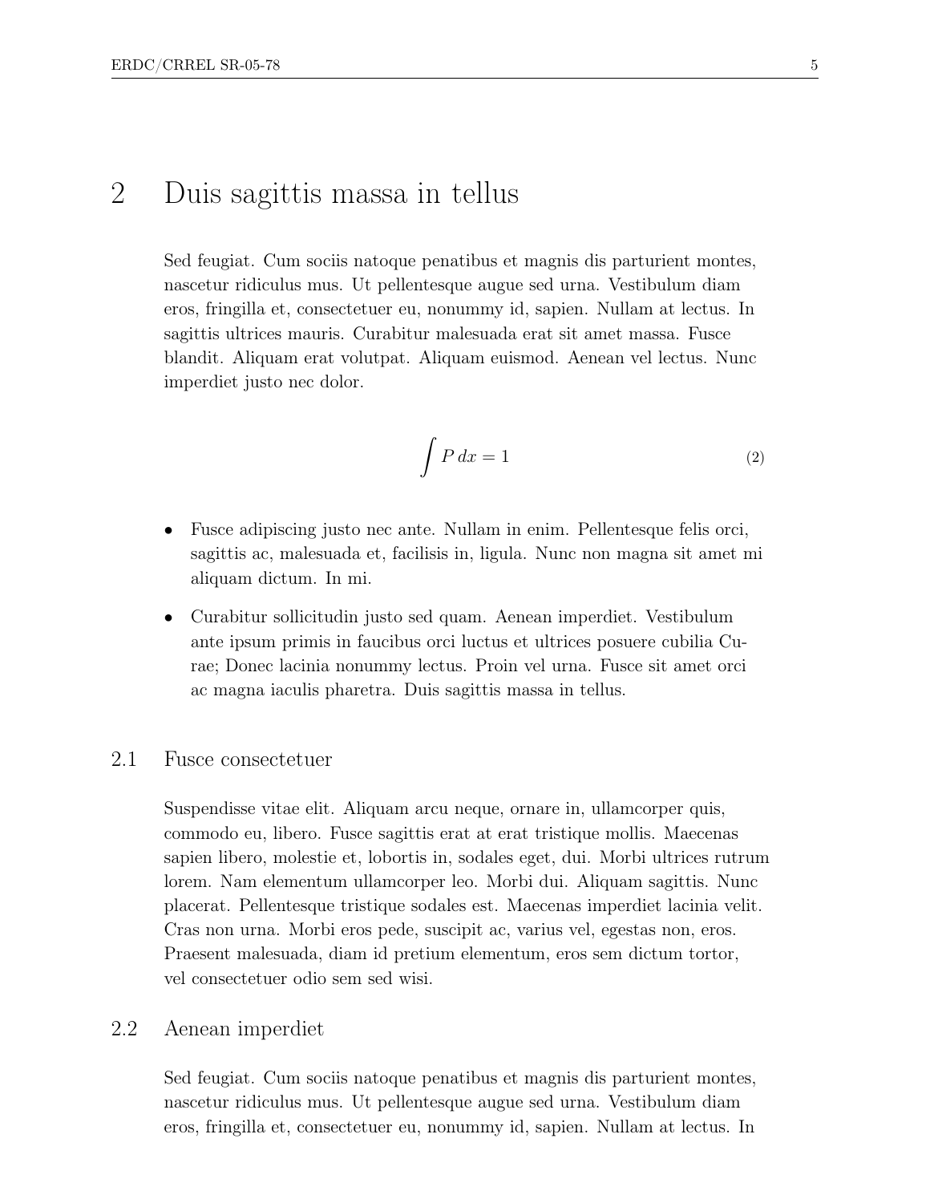# 2 Duis sagittis massa in tellus

Sed feugiat. Cum sociis natoque penatibus et magnis dis parturient montes, nascetur ridiculus mus. Ut pellentesque augue sed urna. Vestibulum diam eros, fringilla et, consectetuer eu, nonummy id, sapien. Nullam at lectus. In sagittis ultrices mauris. Curabitur malesuada erat sit amet massa. Fusce blandit. Aliquam erat volutpat. Aliquam euismod. Aenean vel lectus. Nunc imperdiet justo nec dolor.

$$\int P \, dx = 1 \tag{2}$$

- Fusce adipiscing justo nec ante. Nullam in enim. Pellentesque felis orci, sagittis ac, malesuada et, facilisis in, ligula. Nunc non magna sit amet mi aliquam dictum. In mi.
- Curabitur sollicitudin justo sed quam. Aenean imperdiet. Vestibulum ante ipsum primis in faucibus orci luctus et ultrices posuere cubilia Curae; Donec lacinia nonummy lectus. Proin vel urna. Fusce sit amet orci ac magna iaculis pharetra. Duis sagittis massa in tellus.

## 2.1 Fusce consectetuer

Suspendisse vitae elit. Aliquam arcu neque, ornare in, ullamcorper quis, commodo eu, libero. Fusce sagittis erat at erat tristique mollis. Maecenas sapien libero, molestie et, lobortis in, sodales eget, dui. Morbi ultrices rutrum lorem. Nam elementum ullamcorper leo. Morbi dui. Aliquam sagittis. Nunc placerat. Pellentesque tristique sodales est. Maecenas imperdiet lacinia velit. Cras non urna. Morbi eros pede, suscipit ac, varius vel, egestas non, eros. Praesent malesuada, diam id pretium elementum, eros sem dictum tortor, vel consectetuer odio sem sed wisi.

## 2.2 Aenean imperdiet

Sed feugiat. Cum sociis natoque penatibus et magnis dis parturient montes, nascetur ridiculus mus. Ut pellentesque augue sed urna. Vestibulum diam eros, fringilla et, consectetuer eu, nonummy id, sapien. Nullam at lectus. In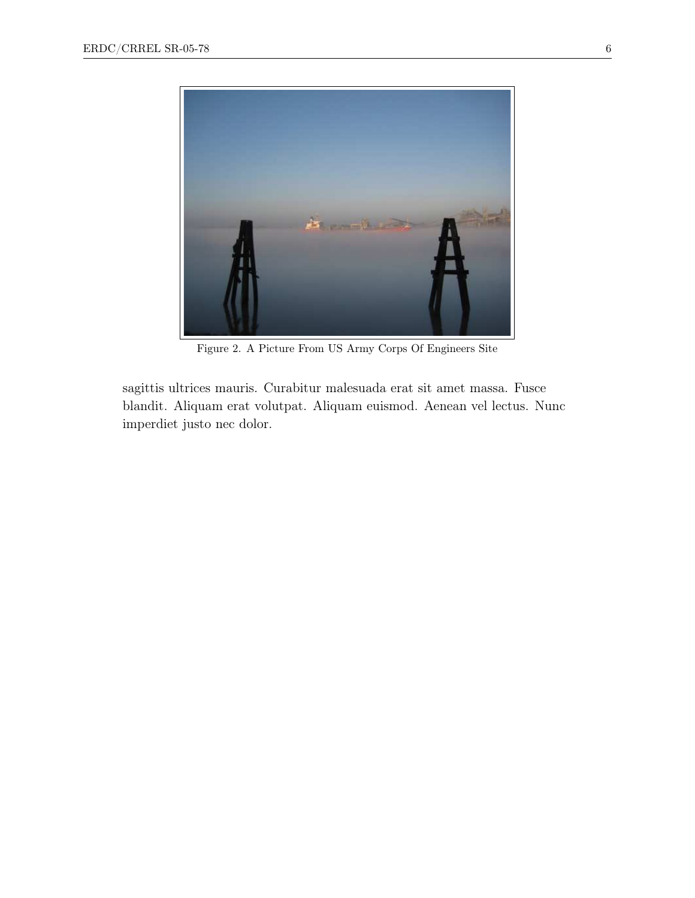Figure 2. A Picture From US Army Corps Of Engineers Site

sagittis ultrices mauris. Curabitur malesuada erat sit amet massa. Fusce blandit. Aliquam erat volutpat. Aliquam euismod. Aenean vel lectus. Nunc imperdiet justo nec dolor.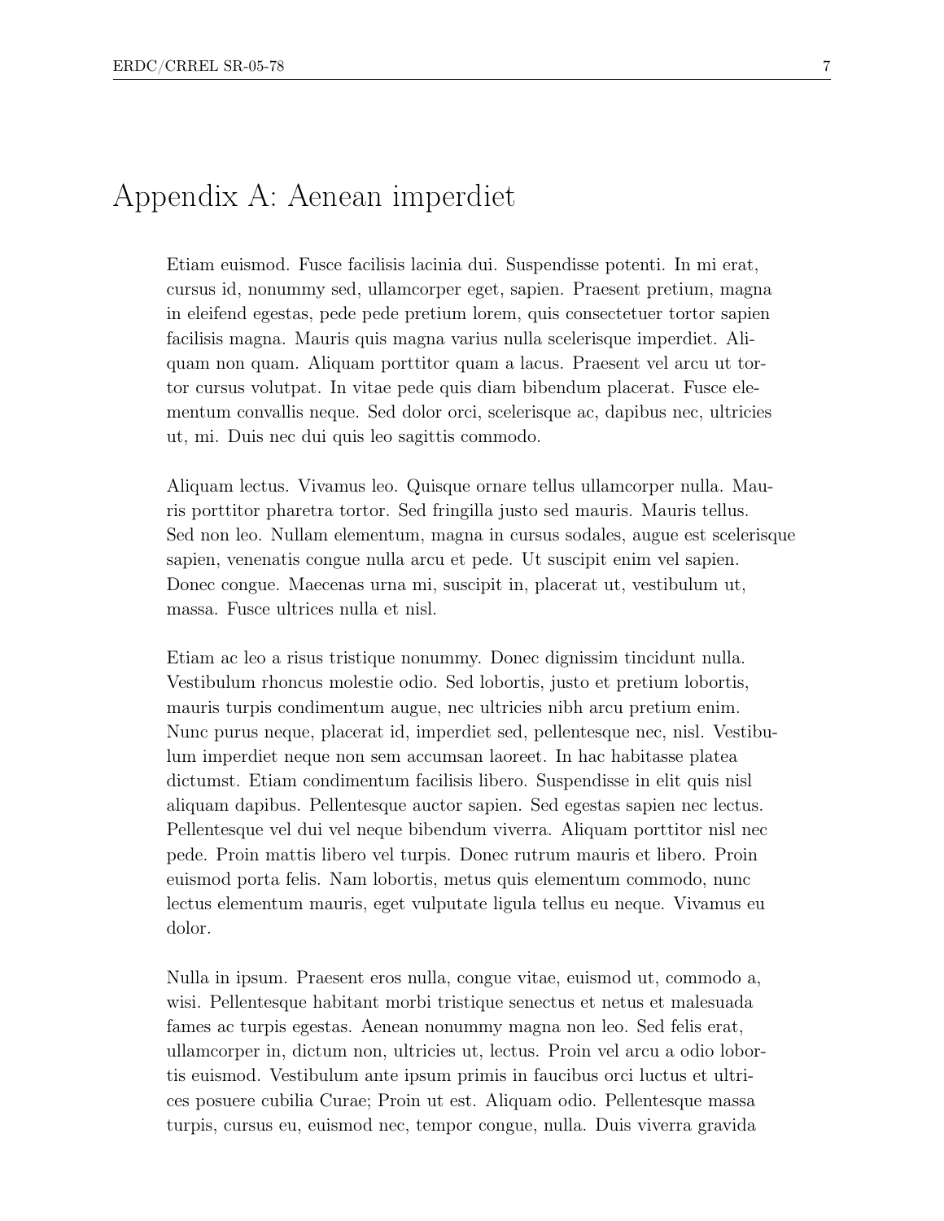# Appendix A: Aenean imperdiet

Etiam euismod. Fusce facilisis lacinia dui. Suspendisse potenti. In mi erat, cursus id, nonummy sed, ullamcorper eget, sapien. Praesent pretium, magna in eleifend egestas, pede pede pretium lorem, quis consectetuer tortor sapien facilisis magna. Mauris quis magna varius nulla scelerisque imperdiet. Aliquam non quam. Aliquam porttitor quam a lacus. Praesent vel arcu ut tortor cursus volutpat. In vitae pede quis diam bibendum placerat. Fusce elementum convallis neque. Sed dolor orci, scelerisque ac, dapibus nec, ultricies ut, mi. Duis nec dui quis leo sagittis commodo.

Aliquam lectus. Vivamus leo. Quisque ornare tellus ullamcorper nulla. Mauris porttitor pharetra tortor. Sed fringilla justo sed mauris. Mauris tellus. Sed non leo. Nullam elementum, magna in cursus sodales, augue est scelerisque sapien, venenatis congue nulla arcu et pede. Ut suscipit enim vel sapien. Donec congue. Maecenas urna mi, suscipit in, placerat ut, vestibulum ut, massa. Fusce ultrices nulla et nisl.

Etiam ac leo a risus tristique nonummy. Donec dignissim tincidunt nulla. Vestibulum rhoncus molestie odio. Sed lobortis, justo et pretium lobortis, mauris turpis condimentum augue, nec ultricies nibh arcu pretium enim. Nunc purus neque, placerat id, imperdiet sed, pellentesque nec, nisl. Vestibulum imperdiet neque non sem accumsan laoreet. In hac habitasse platea dictumst. Etiam condimentum facilisis libero. Suspendisse in elit quis nisl aliquam dapibus. Pellentesque auctor sapien. Sed egestas sapien nec lectus. Pellentesque vel dui vel neque bibendum viverra. Aliquam porttitor nisl nec pede. Proin mattis libero vel turpis. Donec rutrum mauris et libero. Proin euismod porta felis. Nam lobortis, metus quis elementum commodo, nunc lectus elementum mauris, eget vulputate ligula tellus eu neque. Vivamus eu dolor.

Nulla in ipsum. Praesent eros nulla, congue vitae, euismod ut, commodo a, wisi. Pellentesque habitant morbi tristique senectus et netus et malesuada fames ac turpis egestas. Aenean nonummy magna non leo. Sed felis erat, ullamcorper in, dictum non, ultricies ut, lectus. Proin vel arcu a odio lobortis euismod. Vestibulum ante ipsum primis in faucibus orci luctus et ultrices posuere cubilia Curae; Proin ut est. Aliquam odio. Pellentesque massa turpis, cursus eu, euismod nec, tempor congue, nulla. Duis viverra gravida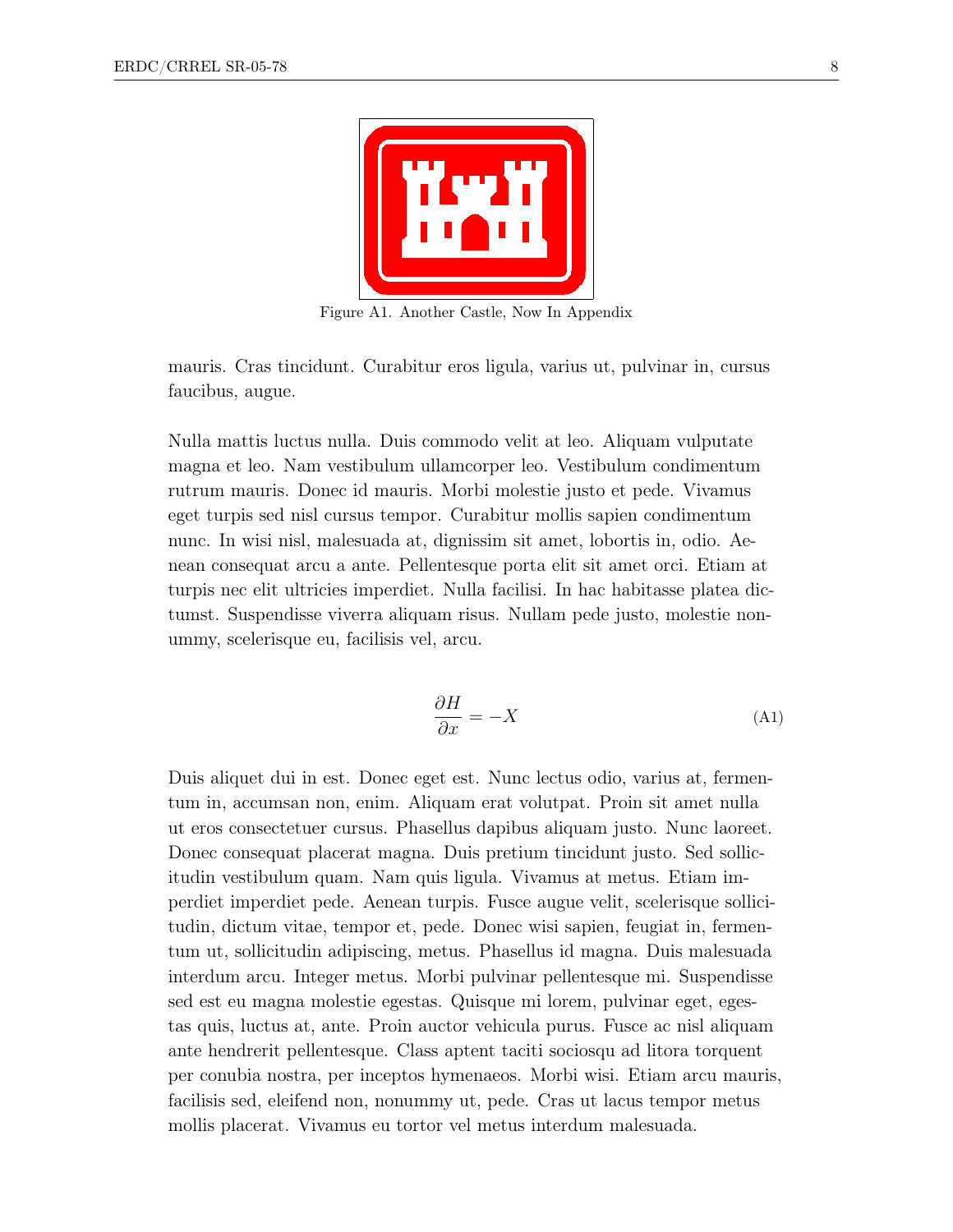Figure A1. Another Castle, Now In Appendix

mauris. Cras tincidunt. Curabitur eros ligula, varius ut, pulvinar in, cursus faucibus, augue.

Nulla mattis luctus nulla. Duis commodo velit at leo. Aliquam vulputate magna et leo. Nam vestibulum ullamcorper leo. Vestibulum condimentum rutrum mauris. Donec id mauris. Morbi molestie justo et pede. Vivamus eget turpis sed nisl cursus tempor. Curabitur mollis sapien condimentum nunc. In wisi nisl, malesuada at, dignissim sit amet, lobortis in, odio. Aenean consequat arcu a ante. Pellentesque porta elit sit amet orci. Etiam at turpis nec elit ultricies imperdiet. Nulla facilisi. In hac habitasse platea dictumst. Suspendisse viverra aliquam risus. Nullam pede justo, molestie nonummy, scelerisque eu, facilisis vel, arcu.

$$\frac{\partial H}{\partial x} = -X \tag{A1}$$

Duis aliquet dui in est. Donec eget est. Nunc lectus odio, varius at, fermentum in, accumsan non, enim. Aliquam erat volutpat. Proin sit amet nulla ut eros consectetuer cursus. Phasellus dapibus aliquam justo. Nunc laoreet. Donec consequat placerat magna. Duis pretium tincidunt justo. Sed sollicitudin vestibulum quam. Nam quis ligula. Vivamus at metus. Etiam imperdiet imperdiet pede. Aenean turpis. Fusce augue velit, scelerisque sollicitudin, dictum vitae, tempor et, pede. Donec wisi sapien, feugiat in, fermentum ut, sollicitudin adipiscing, metus. Phasellus id magna. Duis malesuada interdum arcu. Integer metus. Morbi pulvinar pellentesque mi. Suspendisse sed est eu magna molestie egestas. Quisque mi lorem, pulvinar eget, egestas quis, luctus at, ante. Proin auctor vehicula purus. Fusce ac nisl aliquam ante hendrerit pellentesque. Class aptent taciti sociosqu ad litora torquent per conubia nostra, per inceptos hymenaeos. Morbi wisi. Etiam arcu mauris, facilisis sed, eleifend non, nonummy ut, pede. Cras ut lacus tempor metus mollis placerat. Vivamus eu tortor vel metus interdum malesuada.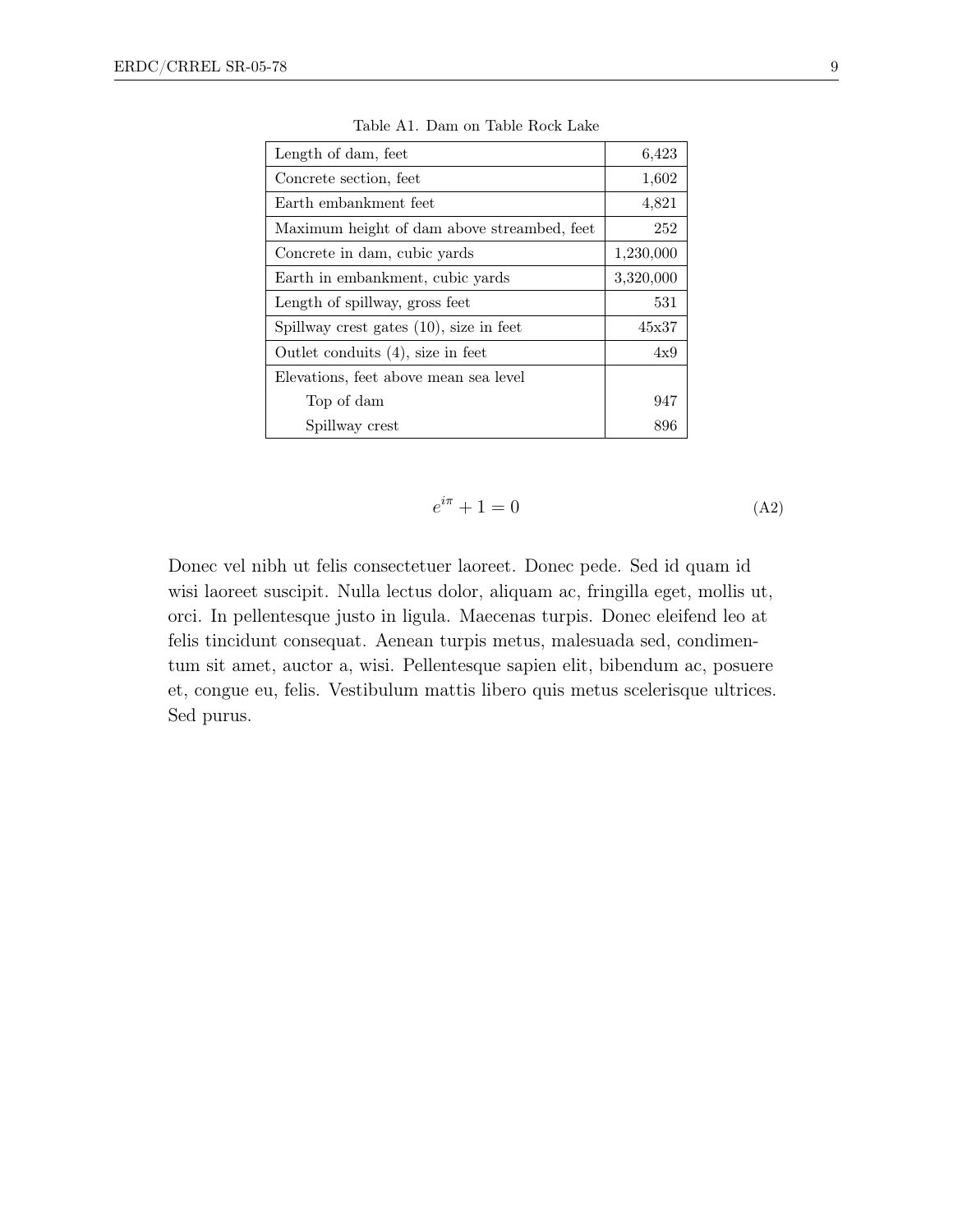Table A1. Dam on Table Rock Lake

| | |
|---|---:|
| Length of dam, feet | 6,423 |
| Concrete section, feet | 1,602 |
| Earth embankment feet | 4,821 |
| Maximum height of dam above streambed, feet | 252 |
| Concrete in dam, cubic yards | 1,230,000 |
| Earth in embankment, cubic yards | 3,320,000 |
| Length of spillway, gross feet | 531 |
| Spillway crest gates (10), size in feet | 45x37 |
| Outlet conduits (4), size in feet | 4x9 |
| Elevations, feet above mean sea level | |
| Top of dam | 947 |
| Spillway crest | 896 |

$$e^{i\pi} + 1 = 0 \tag{A2}$$

Donec vel nibh ut felis consectetuer laoreet. Donec pede. Sed id quam id wisi laoreet suscipit. Nulla lectus dolor, aliquam ac, fringilla eget, mollis ut, orci. In pellentesque justo in ligula. Maecenas turpis. Donec eleifend leo at felis tincidunt consequat. Aenean turpis metus, malesuada sed, condimentum sit amet, auctor a, wisi. Pellentesque sapien elit, bibendum ac, posuere et, congue eu, felis. Vestibulum mattis libero quis metus scelerisque ultrices. Sed purus.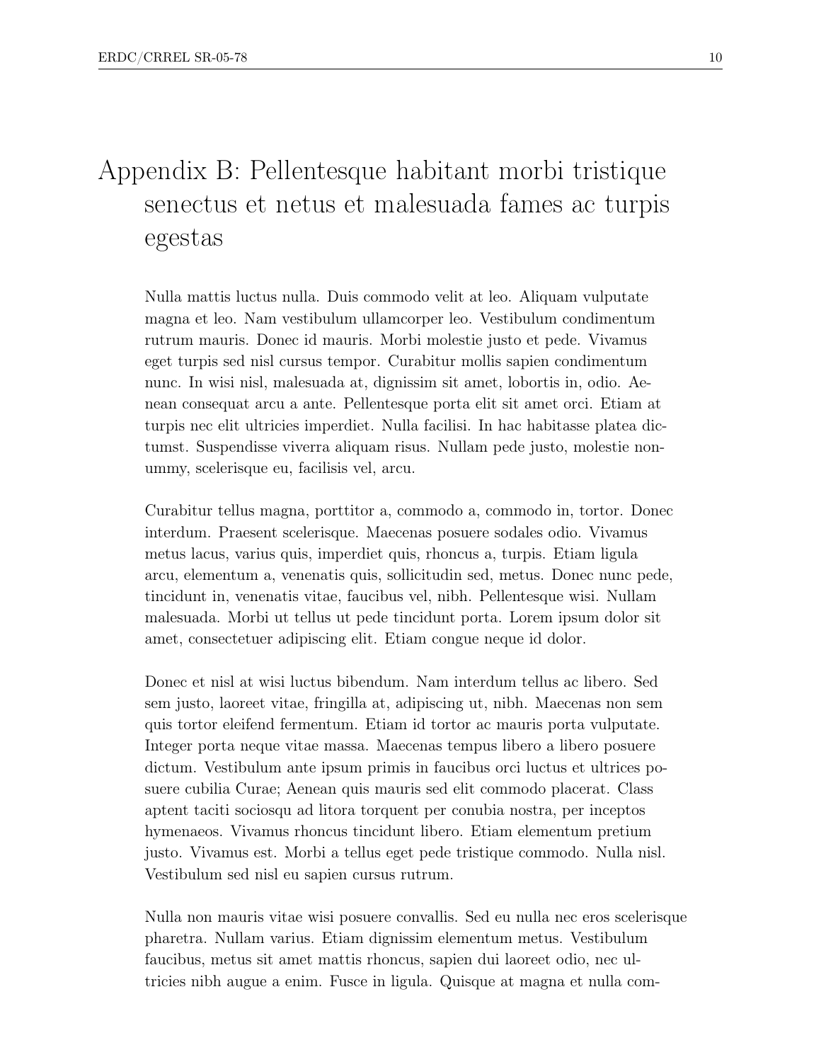# Appendix B: Pellentesque habitant morbi tristique senectus et netus et malesuada fames ac turpis egestas

Nulla mattis luctus nulla. Duis commodo velit at leo. Aliquam vulputate magna et leo. Nam vestibulum ullamcorper leo. Vestibulum condimentum rutrum mauris. Donec id mauris. Morbi molestie justo et pede. Vivamus eget turpis sed nisl cursus tempor. Curabitur mollis sapien condimentum nunc. In wisi nisl, malesuada at, dignissim sit amet, lobortis in, odio. Aenean consequat arcu a ante. Pellentesque porta elit sit amet orci. Etiam at turpis nec elit ultricies imperdiet. Nulla facilisi. In hac habitasse platea dictumst. Suspendisse viverra aliquam risus. Nullam pede justo, molestie nonummy, scelerisque eu, facilisis vel, arcu.

Curabitur tellus magna, porttitor a, commodo a, commodo in, tortor. Donec interdum. Praesent scelerisque. Maecenas posuere sodales odio. Vivamus metus lacus, varius quis, imperdiet quis, rhoncus a, turpis. Etiam ligula arcu, elementum a, venenatis quis, sollicitudin sed, metus. Donec nunc pede, tincidunt in, venenatis vitae, faucibus vel, nibh. Pellentesque wisi. Nullam malesuada. Morbi ut tellus ut pede tincidunt porta. Lorem ipsum dolor sit amet, consectetuer adipiscing elit. Etiam congue neque id dolor.

Donec et nisl at wisi luctus bibendum. Nam interdum tellus ac libero. Sed sem justo, laoreet vitae, fringilla at, adipiscing ut, nibh. Maecenas non sem quis tortor eleifend fermentum. Etiam id tortor ac mauris porta vulputate. Integer porta neque vitae massa. Maecenas tempus libero a libero posuere dictum. Vestibulum ante ipsum primis in faucibus orci luctus et ultrices posuere cubilia Curae; Aenean quis mauris sed elit commodo placerat. Class aptent taciti sociosqu ad litora torquent per conubia nostra, per inceptos hymenaeos. Vivamus rhoncus tincidunt libero. Etiam elementum pretium justo. Vivamus est. Morbi a tellus eget pede tristique commodo. Nulla nisl. Vestibulum sed nisl eu sapien cursus rutrum.

Nulla non mauris vitae wisi posuere convallis. Sed eu nulla nec eros scelerisque pharetra. Nullam varius. Etiam dignissim elementum metus. Vestibulum faucibus, metus sit amet mattis rhoncus, sapien dui laoreet odio, nec ultricies nibh augue a enim. Fusce in ligula. Quisque at magna et nulla com-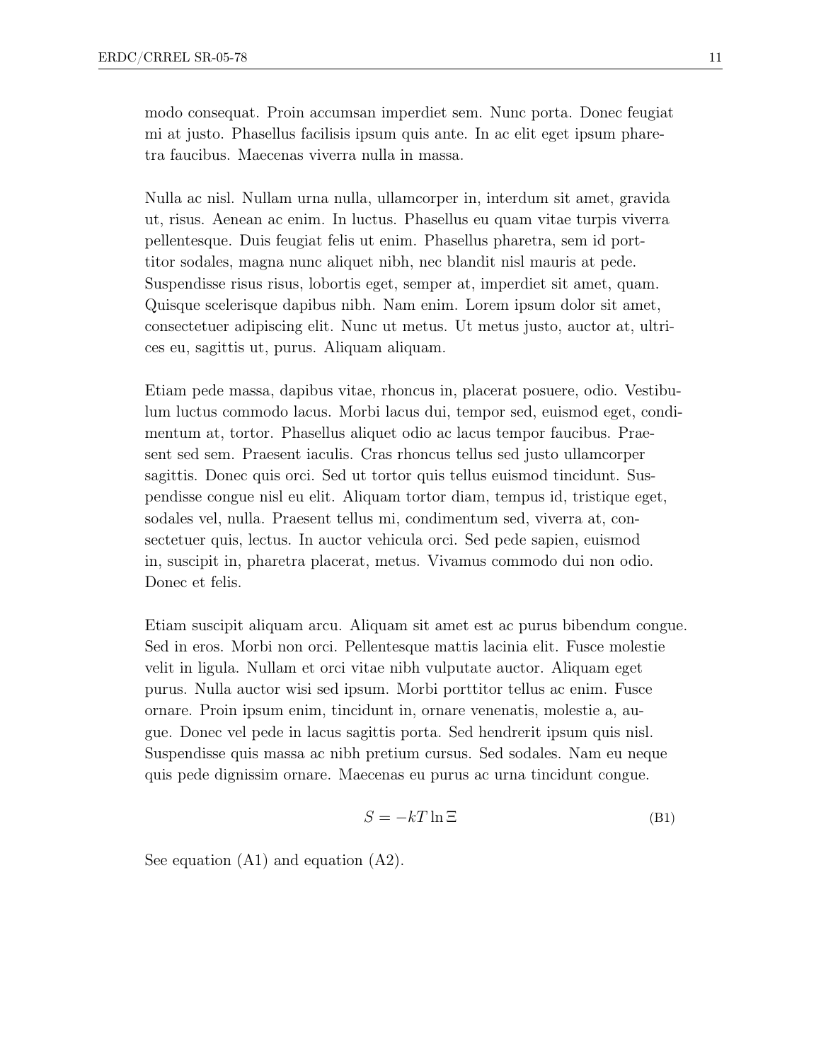modo consequat. Proin accumsan imperdiet sem. Nunc porta. Donec feugiat mi at justo. Phasellus facilisis ipsum quis ante. In ac elit eget ipsum pharetra faucibus. Maecenas viverra nulla in massa.

Nulla ac nisl. Nullam urna nulla, ullamcorper in, interdum sit amet, gravida ut, risus. Aenean ac enim. In luctus. Phasellus eu quam vitae turpis viverra pellentesque. Duis feugiat felis ut enim. Phasellus pharetra, sem id porttitor sodales, magna nunc aliquet nibh, nec blandit nisl mauris at pede. Suspendisse risus risus, lobortis eget, semper at, imperdiet sit amet, quam. Quisque scelerisque dapibus nibh. Nam enim. Lorem ipsum dolor sit amet, consectetuer adipiscing elit. Nunc ut metus. Ut metus justo, auctor at, ultrices eu, sagittis ut, purus. Aliquam aliquam.

Etiam pede massa, dapibus vitae, rhoncus in, placerat posuere, odio. Vestibulum luctus commodo lacus. Morbi lacus dui, tempor sed, euismod eget, condimentum at, tortor. Phasellus aliquet odio ac lacus tempor faucibus. Praesent sed sem. Praesent iaculis. Cras rhoncus tellus sed justo ullamcorper sagittis. Donec quis orci. Sed ut tortor quis tellus euismod tincidunt. Suspendisse congue nisl eu elit. Aliquam tortor diam, tempus id, tristique eget, sodales vel, nulla. Praesent tellus mi, condimentum sed, viverra at, consectetuer quis, lectus. In auctor vehicula orci. Sed pede sapien, euismod in, suscipit in, pharetra placerat, metus. Vivamus commodo dui non odio. Donec et felis.

Etiam suscipit aliquam arcu. Aliquam sit amet est ac purus bibendum congue. Sed in eros. Morbi non orci. Pellentesque mattis lacinia elit. Fusce molestie velit in ligula. Nullam et orci vitae nibh vulputate auctor. Aliquam eget purus. Nulla auctor wisi sed ipsum. Morbi porttitor tellus ac enim. Fusce ornare. Proin ipsum enim, tincidunt in, ornare venenatis, molestie a, augue. Donec vel pede in lacus sagittis porta. Sed hendrerit ipsum quis nisl. Suspendisse quis massa ac nibh pretium cursus. Sed sodales. Nam eu neque quis pede dignissim ornare. Maecenas eu purus ac urna tincidunt congue.

$$S = -kT \ln \Xi \tag{B1}$$

See equation (A1) and equation (A2).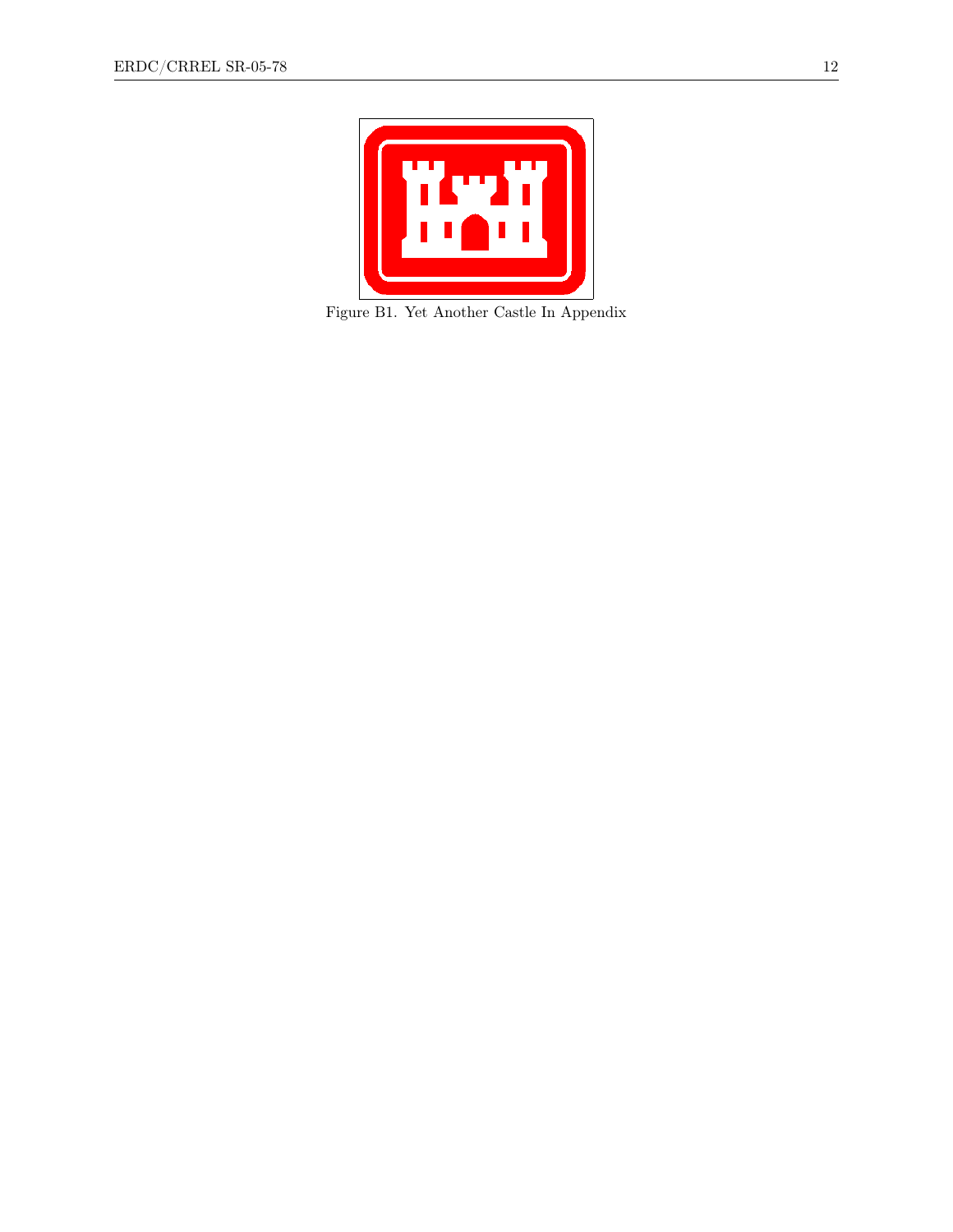Figure B1. Yet Another Castle In Appendix